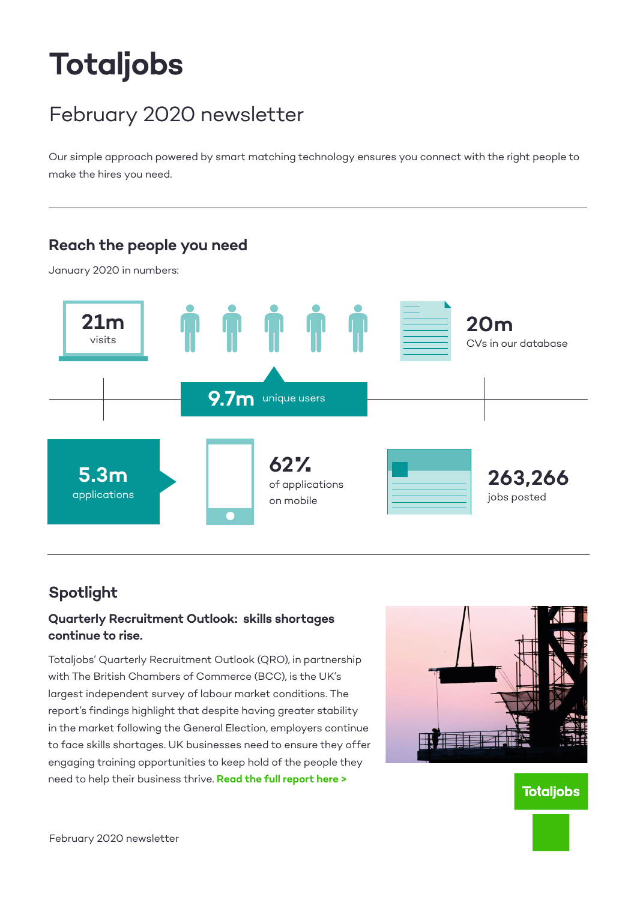# Totaljobs

## February 2020 newsletter

Our simple approach powered by smart matching technology ensures you connect with the right people to make the hires you need.

---

### Reach the people you need

January 2020 in numbers:

**21m** visits

**20m** CVs in our database

**9.7m** unique users

**5.3m** applications

**62%** of applications on mobile

**263,266** jobs posted

---

### Spotlight

#### Quarterly Recruitment Outlook: skills shortages continue to rise.

Totaljobs' Quarterly Recruitment Outlook (QRO), in partnership with The British Chambers of Commerce (BCC), is the UK's largest independent survey of labour market conditions. The report's findings highlight that despite having greater stability in the market following the General Election, employers continue to face skills shortages. UK businesses need to ensure they offer engaging training opportunities to keep hold of the people they need to help their business thrive. **Read the full report here >**

Totaljobs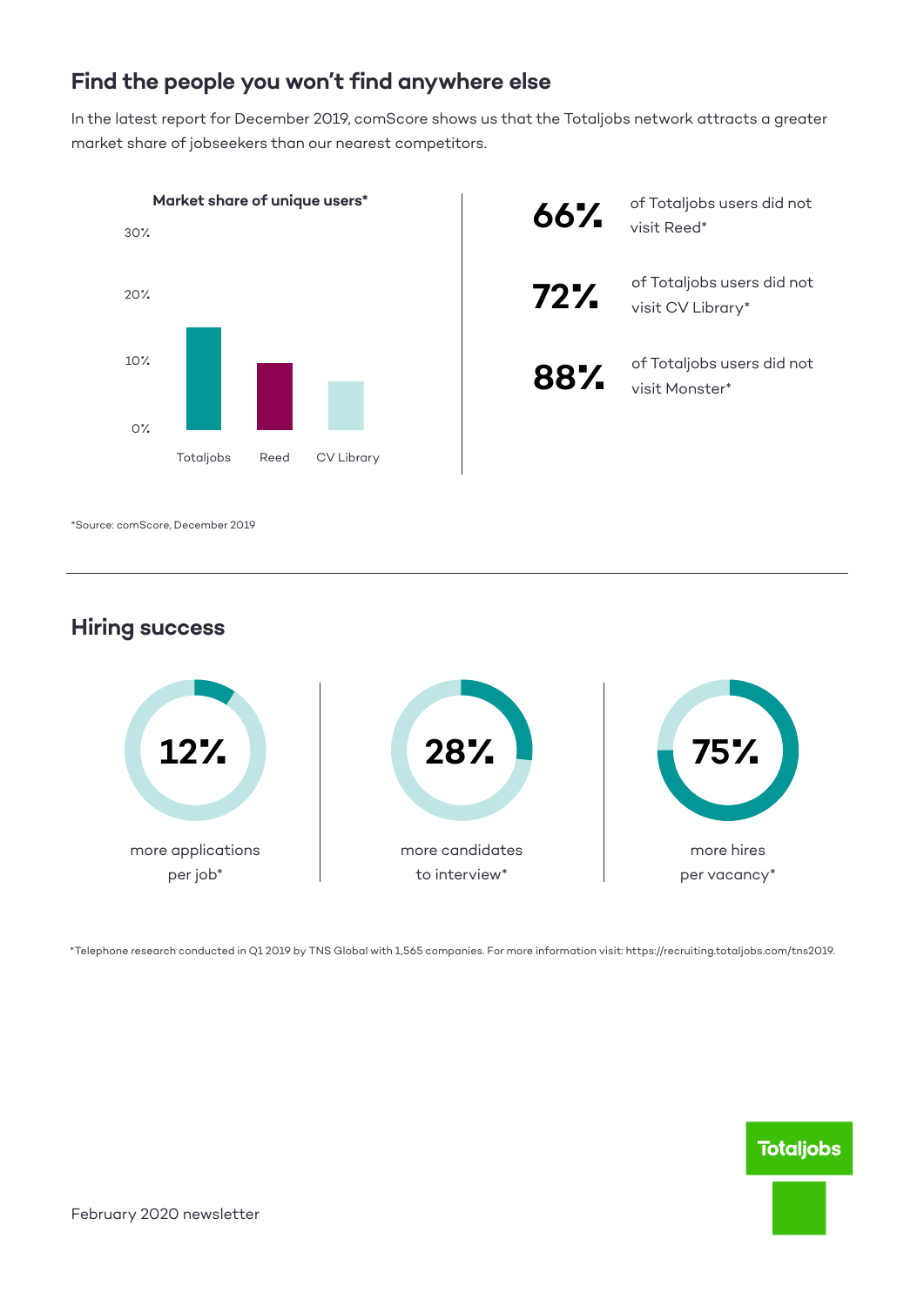## Find the people you won't find anywhere else

In the latest report for December 2019, comScore shows us that the Totaljobs network attracts a greater market share of jobseekers than our nearest competitors.

**Market share of unique users***

30%

20%

10%

0%

Totaljobs Reed CV Library

**66%** of Totaljobs users did not visit Reed*

**72%** of Totaljobs users did not visit CV Library*

**88%** of Totaljobs users did not visit Monster*

*Source: comScore, December 2019

---

## Hiring success

**12%** more applications per job*

**28%** more candidates to interview*

**75%** more hires per vacancy*

*Telephone research conducted in Q1 2019 by TNS Global with 1,565 companies. For more information visit: https://recruiting.totaljobs.com/tns2019.

February 2020 newsletter

Totaljobs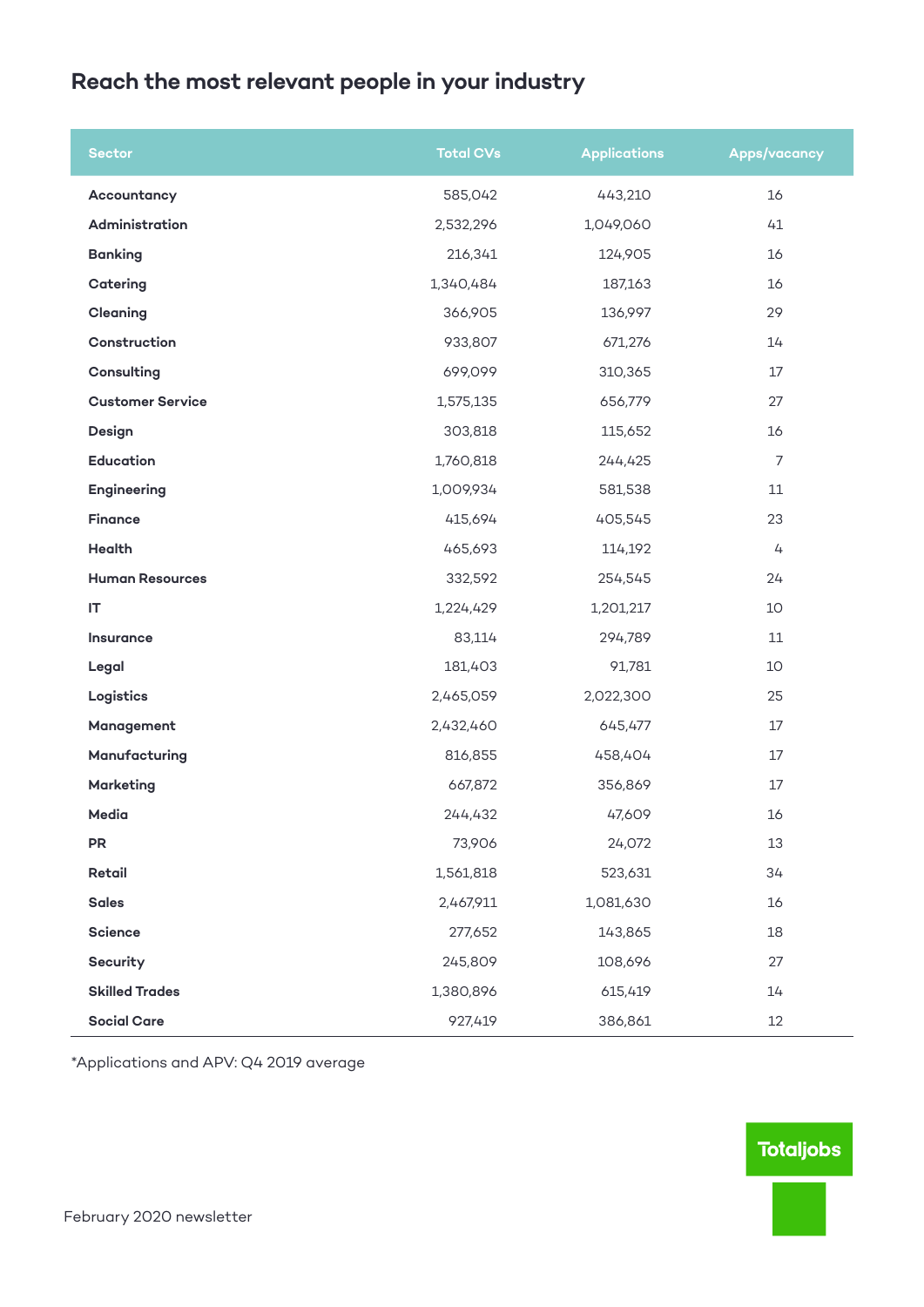## Reach the most relevant people in your industry

| Sector | Total CVs | Applications | Apps/vacancy |
|---|---|---|---|
| Accountancy | 585,042 | 443,210 | 16 |
| Administration | 2,532,296 | 1,049,060 | 41 |
| Banking | 216,341 | 124,905 | 16 |
| Catering | 1,340,484 | 187,163 | 16 |
| Cleaning | 366,905 | 136,997 | 29 |
| Construction | 933,807 | 671,276 | 14 |
| Consulting | 699,099 | 310,365 | 17 |
| Customer Service | 1,575,135 | 656,779 | 27 |
| Design | 303,818 | 115,652 | 16 |
| Education | 1,760,818 | 244,425 | 7 |
| Engineering | 1,009,934 | 581,538 | 11 |
| Finance | 415,694 | 405,545 | 23 |
| Health | 465,693 | 114,192 | 4 |
| Human Resources | 332,592 | 254,545 | 24 |
| IT | 1,224,429 | 1,201,217 | 10 |
| Insurance | 83,114 | 294,789 | 11 |
| Legal | 181,403 | 91,781 | 10 |
| Logistics | 2,465,059 | 2,022,300 | 25 |
| Management | 2,432,460 | 645,477 | 17 |
| Manufacturing | 816,855 | 458,404 | 17 |
| Marketing | 667,872 | 356,869 | 17 |
| Media | 244,432 | 47,609 | 16 |
| PR | 73,906 | 24,072 | 13 |
| Retail | 1,561,818 | 523,631 | 34 |
| Sales | 2,467,911 | 1,081,630 | 16 |
| Science | 277,652 | 143,865 | 18 |
| Security | 245,809 | 108,696 | 27 |
| Skilled Trades | 1,380,896 | 615,419 | 14 |
| Social Care | 927,419 | 386,861 | 12 |

*Applications and APV: Q4 2019 average

Totaljobs

February 2020 newsletter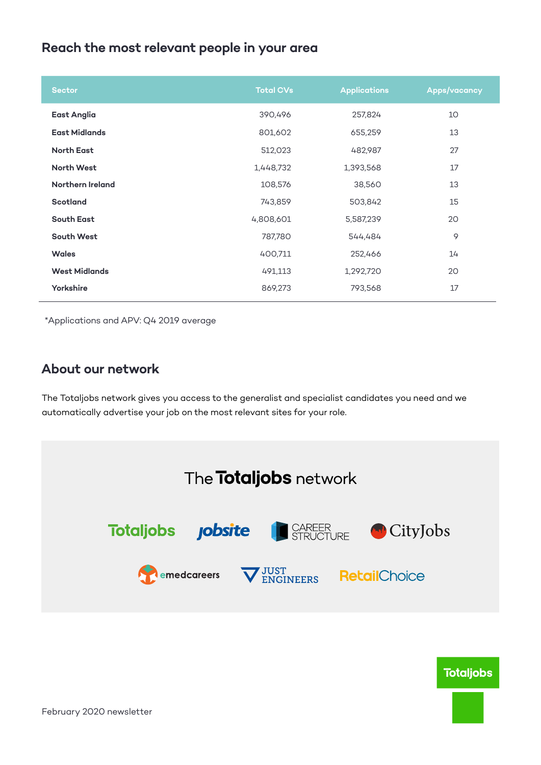## Reach the most relevant people in your area

| Sector | Total CVs | Applications | Apps/vacancy |
|---|---|---|---|
| East Anglia | 390,496 | 257,824 | 10 |
| East Midlands | 801,602 | 655,259 | 13 |
| North East | 512,023 | 482,987 | 27 |
| North West | 1,448,732 | 1,393,568 | 17 |
| Northern Ireland | 108,576 | 38,560 | 13 |
| Scotland | 743,859 | 503,842 | 15 |
| South East | 4,808,601 | 5,587,239 | 20 |
| South West | 787,780 | 544,484 | 9 |
| Wales | 400,711 | 252,466 | 14 |
| West Midlands | 491,113 | 1,292,720 | 20 |
| Yorkshire | 869,273 | 793,568 | 17 |

*Applications and APV: Q4 2019 average

## About our network

The Totaljobs network gives you access to the generalist and specialist candidates you need and we automatically advertise your job on the most relevant sites for your role.

The **Totaljobs** network

Totaljobs   jobsite   CAREER STRUCTURE   CityJobs

emedcareers   JUST ENGINEERS   RetailChoice

February 2020 newsletter